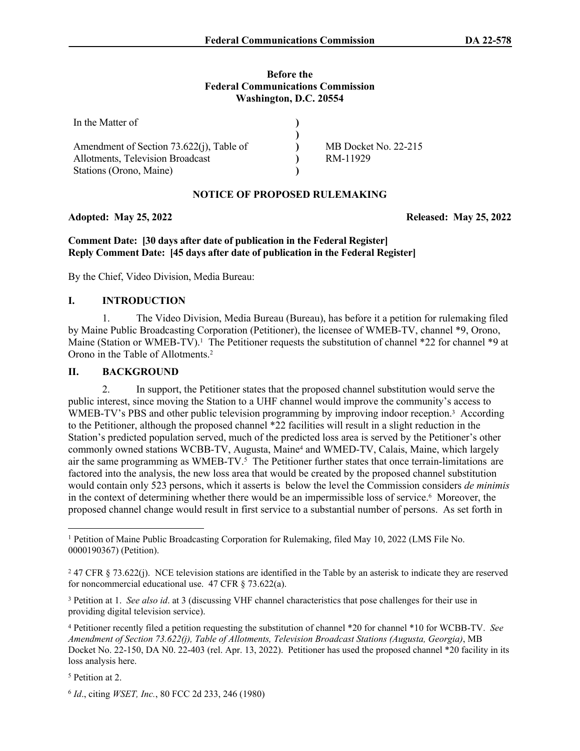**Before the**
**Federal Communications Commission**
**Washington, D.C. 20554**

| | | |
|---|---|---|
| In the Matter of | ) | |
| | ) | |
| Amendment of Section 73.622(j), Table of | ) | MB Docket No. 22-215 |
| Allotments, Television Broadcast | ) | RM-11929 |
| Stations (Orono, Maine) | ) | |

**NOTICE OF PROPOSED RULEMAKING**

**Adopted: May 25, 2022** **Released: May 25, 2022**

**Comment Date: [30 days after date of publication in the Federal Register]**
**Reply Comment Date: [45 days after date of publication in the Federal Register]**

By the Chief, Video Division, Media Bureau:

## I. INTRODUCTION

1. The Video Division, Media Bureau (Bureau), has before it a petition for rulemaking filed by Maine Public Broadcasting Corporation (Petitioner), the licensee of WMEB-TV, channel *9, Orono, Maine (Station or WMEB-TV).[1] The Petitioner requests the substitution of channel *22 for channel *9 at Orono in the Table of Allotments.[2]

## II. BACKGROUND

2. In support, the Petitioner states that the proposed channel substitution would serve the public interest, since moving the Station to a UHF channel would improve the community's access to WMEB-TV's PBS and other public television programming by improving indoor reception.[3] According to the Petitioner, although the proposed channel *22 facilities will result in a slight reduction in the Station's predicted population served, much of the predicted loss area is served by the Petitioner's other commonly owned stations WCBB-TV, Augusta, Maine[4] and WMED-TV, Calais, Maine, which largely air the same programming as WMEB-TV.[5] The Petitioner further states that once terrain-limitations are factored into the analysis, the new loss area that would be created by the proposed channel substitution would contain only 523 persons, which it asserts is below the level the Commission considers *de minimis* in the context of determining whether there would be an impermissible loss of service.[6] Moreover, the proposed channel change would result in first service to a substantial number of persons. As set forth in

---

[1] Petition of Maine Public Broadcasting Corporation for Rulemaking, filed May 10, 2022 (LMS File No. 0000190367) (Petition).

[2] 47 CFR § 73.622(j). NCE television stations are identified in the Table by an asterisk to indicate they are reserved for noncommercial educational use. 47 CFR § 73.622(a).

[3] Petition at 1. *See also id*. at 3 (discussing VHF channel characteristics that pose challenges for their use in providing digital television service).

[4] Petitioner recently filed a petition requesting the substitution of channel *20 for channel *10 for WCBB-TV. *See Amendment of Section 73.622(j), Table of Allotments, Television Broadcast Stations (Augusta, Georgia)*, MB Docket No. 22-150, DA N0. 22-403 (rel. Apr. 13, 2022). Petitioner has used the proposed channel *20 facility in its loss analysis here.

[5] Petition at 2.

[6] *Id*., citing *WSET, Inc.*, 80 FCC 2d 233, 246 (1980)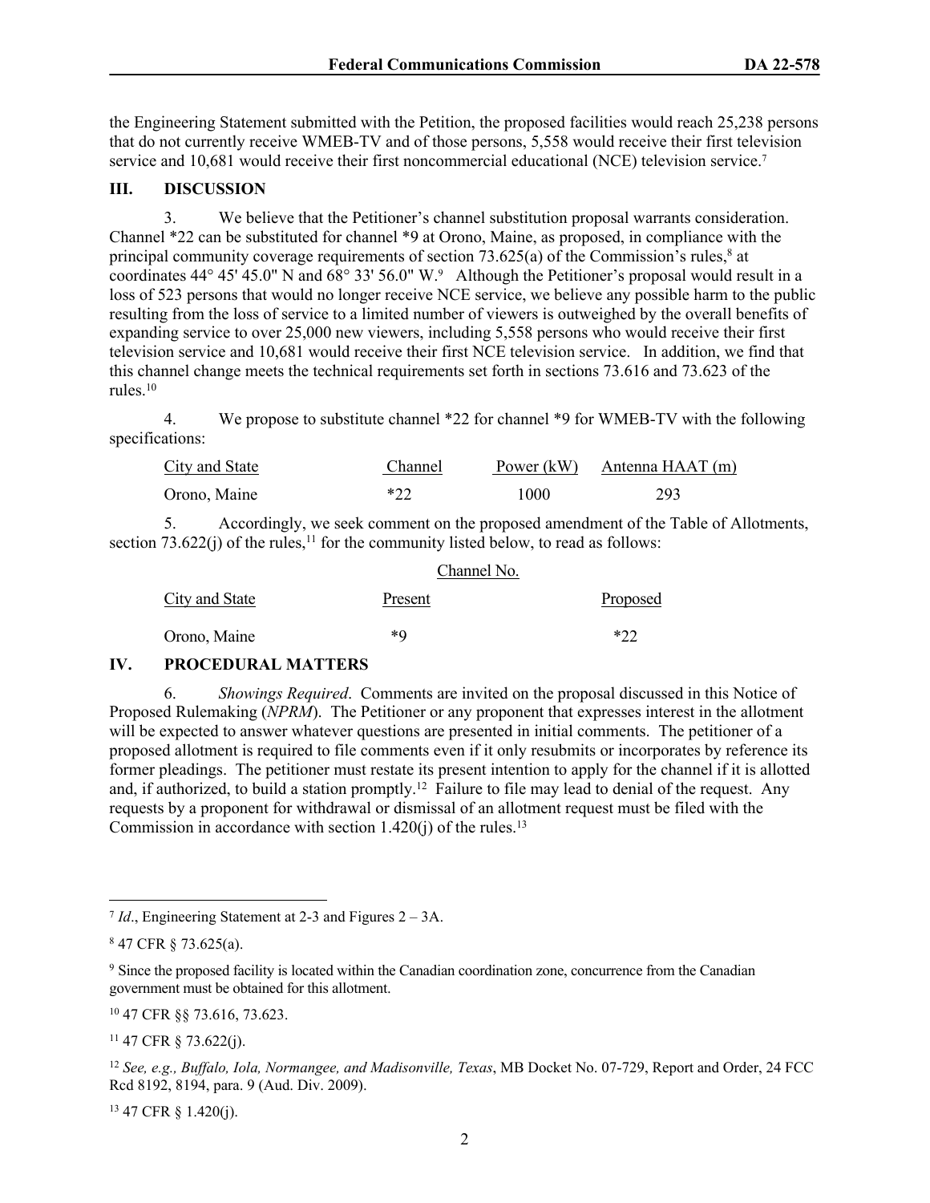the Engineering Statement submitted with the Petition, the proposed facilities would reach 25,238 persons that do not currently receive WMEB-TV and of those persons, 5,558 would receive their first television service and 10,681 would receive their first noncommercial educational (NCE) television service.[7]

## III. DISCUSSION

3. We believe that the Petitioner's channel substitution proposal warrants consideration. Channel *22 can be substituted for channel *9 at Orono, Maine, as proposed, in compliance with the principal community coverage requirements of section 73.625(a) of the Commission's rules,[8] at coordinates 44° 45' 45.0" N and 68° 33' 56.0" W.[9] Although the Petitioner's proposal would result in a loss of 523 persons that would no longer receive NCE service, we believe any possible harm to the public resulting from the loss of service to a limited number of viewers is outweighed by the overall benefits of expanding service to over 25,000 new viewers, including 5,558 persons who would receive their first television service and 10,681 would receive their first NCE television service. In addition, we find that this channel change meets the technical requirements set forth in sections 73.616 and 73.623 of the rules.[10]

4. We propose to substitute channel *22 for channel *9 for WMEB-TV with the following specifications:

| City and State | Channel | Power (kW) | Antenna HAAT (m) |
|---|---|---|---|
| Orono, Maine | *22 | 1000 | 293 |

5. Accordingly, we seek comment on the proposed amendment of the Table of Allotments, section 73.622(j) of the rules,[11] for the community listed below, to read as follows:

| | Channel No. | |
|---|---|---|
| City and State | Present | Proposed |
| Orono, Maine | *9 | *22 |

## IV. PROCEDURAL MATTERS

6. *Showings Required*. Comments are invited on the proposal discussed in this Notice of Proposed Rulemaking (*NPRM*). The Petitioner or any proponent that expresses interest in the allotment will be expected to answer whatever questions are presented in initial comments. The petitioner of a proposed allotment is required to file comments even if it only resubmits or incorporates by reference its former pleadings. The petitioner must restate its present intention to apply for the channel if it is allotted and, if authorized, to build a station promptly.[12] Failure to file may lead to denial of the request. Any requests by a proponent for withdrawal or dismissal of an allotment request must be filed with the Commission in accordance with section 1.420(j) of the rules.[13]

---

[7] *Id*., Engineering Statement at 2-3 and Figures 2 – 3A.

[8] 47 CFR § 73.625(a).

[9] Since the proposed facility is located within the Canadian coordination zone, concurrence from the Canadian government must be obtained for this allotment.

[10] 47 CFR §§ 73.616, 73.623.

[11] 47 CFR § 73.622(j).

[12] *See, e.g., Buffalo, Iola, Normangee, and Madisonville, Texas*, MB Docket No. 07-729, Report and Order, 24 FCC Rcd 8192, 8194, para. 9 (Aud. Div. 2009).

[13] 47 CFR § 1.420(j).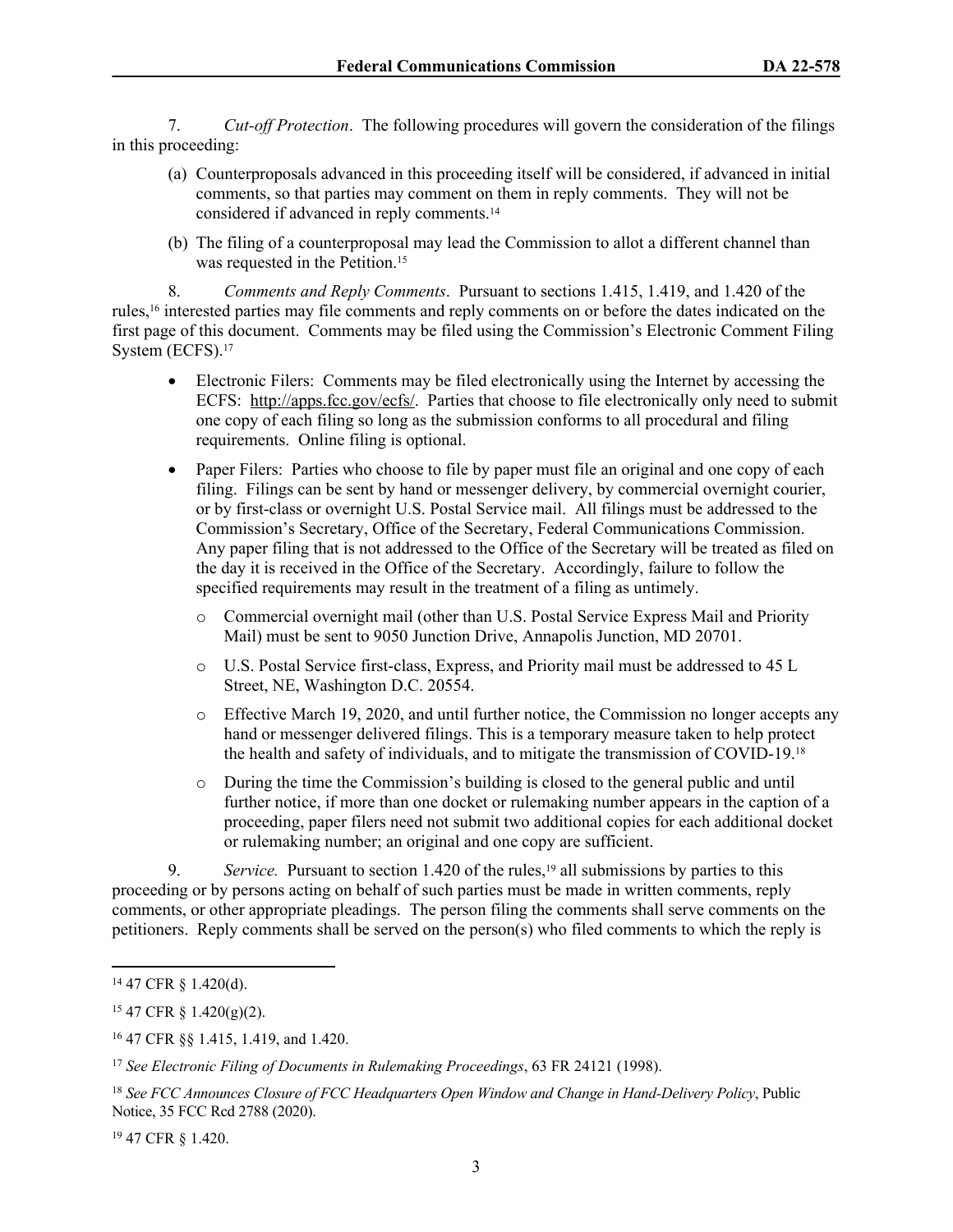7. *Cut-off Protection*. The following procedures will govern the consideration of the filings in this proceeding:

(a) Counterproposals advanced in this proceeding itself will be considered, if advanced in initial comments, so that parties may comment on them in reply comments. They will not be considered if advanced in reply comments.[14]

(b) The filing of a counterproposal may lead the Commission to allot a different channel than was requested in the Petition.[15]

8. *Comments and Reply Comments*. Pursuant to sections 1.415, 1.419, and 1.420 of the rules,[16] interested parties may file comments and reply comments on or before the dates indicated on the first page of this document. Comments may be filed using the Commission's Electronic Comment Filing System (ECFS).[17]

- Electronic Filers: Comments may be filed electronically using the Internet by accessing the ECFS: http://apps.fcc.gov/ecfs/. Parties that choose to file electronically only need to submit one copy of each filing so long as the submission conforms to all procedural and filing requirements. Online filing is optional.
- Paper Filers: Parties who choose to file by paper must file an original and one copy of each filing. Filings can be sent by hand or messenger delivery, by commercial overnight courier, or by first-class or overnight U.S. Postal Service mail. All filings must be addressed to the Commission's Secretary, Office of the Secretary, Federal Communications Commission. Any paper filing that is not addressed to the Office of the Secretary will be treated as filed on the day it is received in the Office of the Secretary. Accordingly, failure to follow the specified requirements may result in the treatment of a filing as untimely.
  - Commercial overnight mail (other than U.S. Postal Service Express Mail and Priority Mail) must be sent to 9050 Junction Drive, Annapolis Junction, MD 20701.
  - U.S. Postal Service first-class, Express, and Priority mail must be addressed to 45 L Street, NE, Washington D.C. 20554.
  - Effective March 19, 2020, and until further notice, the Commission no longer accepts any hand or messenger delivered filings. This is a temporary measure taken to help protect the health and safety of individuals, and to mitigate the transmission of COVID-19.[18]
  - During the time the Commission's building is closed to the general public and until further notice, if more than one docket or rulemaking number appears in the caption of a proceeding, paper filers need not submit two additional copies for each additional docket or rulemaking number; an original and one copy are sufficient.

9. *Service.* Pursuant to section 1.420 of the rules,[19] all submissions by parties to this proceeding or by persons acting on behalf of such parties must be made in written comments, reply comments, or other appropriate pleadings. The person filing the comments shall serve comments on the petitioners. Reply comments shall be served on the person(s) who filed comments to which the reply is

---

[14] 47 CFR § 1.420(d).

[15] 47 CFR § 1.420(g)(2).

[16] 47 CFR §§ 1.415, 1.419, and 1.420.

[17] *See Electronic Filing of Documents in Rulemaking Proceedings*, 63 FR 24121 (1998).

[18] *See FCC Announces Closure of FCC Headquarters Open Window and Change in Hand-Delivery Policy*, Public Notice, 35 FCC Rcd 2788 (2020).

[19] 47 CFR § 1.420.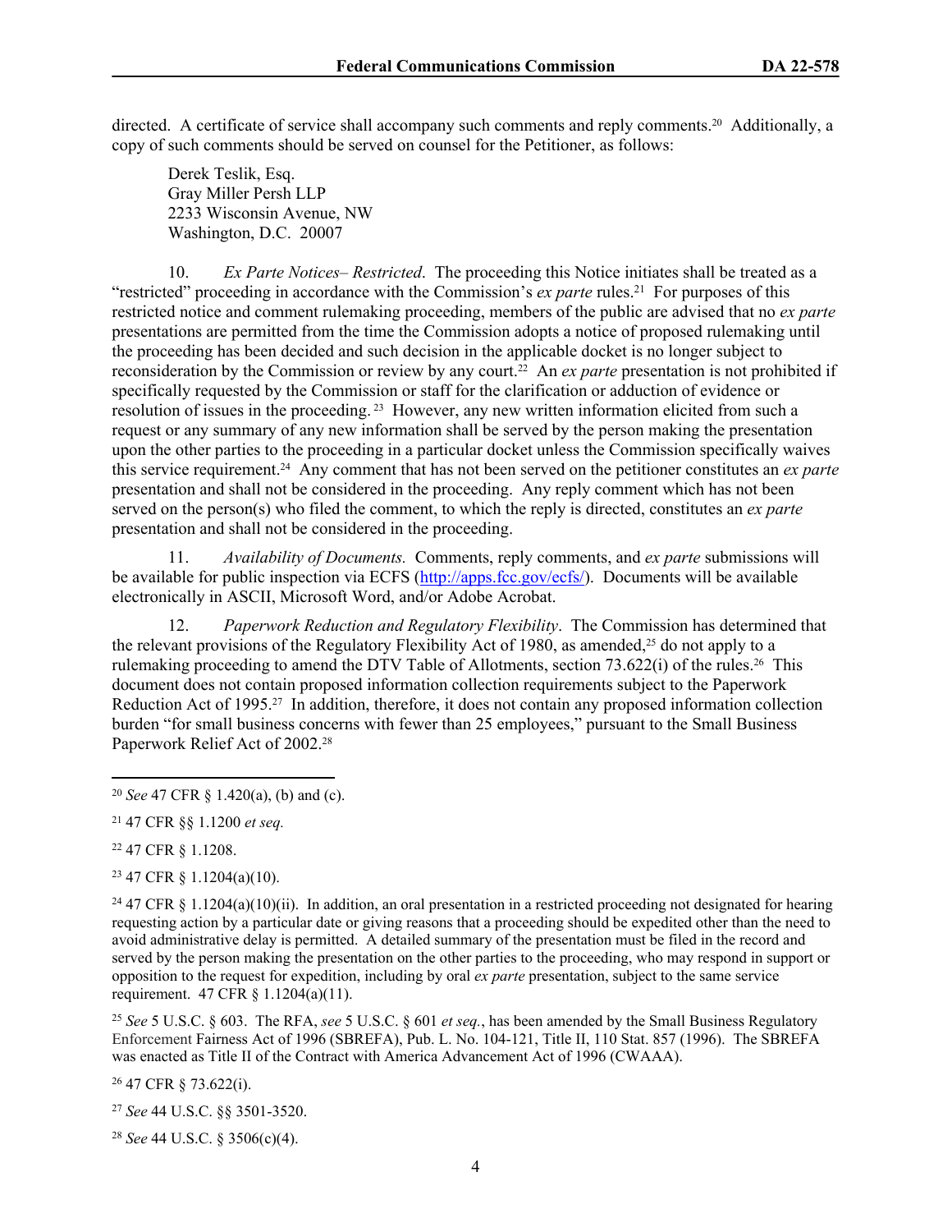directed. A certificate of service shall accompany such comments and reply comments.[20] Additionally, a copy of such comments should be served on counsel for the Petitioner, as follows:

Derek Teslik, Esq.
Gray Miller Persh LLP
2233 Wisconsin Avenue, NW
Washington, D.C. 20007

10. *Ex Parte Notices– Restricted*. The proceeding this Notice initiates shall be treated as a "restricted" proceeding in accordance with the Commission's *ex parte* rules.[21] For purposes of this restricted notice and comment rulemaking proceeding, members of the public are advised that no *ex parte* presentations are permitted from the time the Commission adopts a notice of proposed rulemaking until the proceeding has been decided and such decision in the applicable docket is no longer subject to reconsideration by the Commission or review by any court.[22] An *ex parte* presentation is not prohibited if specifically requested by the Commission or staff for the clarification or adduction of evidence or resolution of issues in the proceeding.[23] However, any new written information elicited from such a request or any summary of any new information shall be served by the person making the presentation upon the other parties to the proceeding in a particular docket unless the Commission specifically waives this service requirement.[24] Any comment that has not been served on the petitioner constitutes an *ex parte* presentation and shall not be considered in the proceeding. Any reply comment which has not been served on the person(s) who filed the comment, to which the reply is directed, constitutes an *ex parte* presentation and shall not be considered in the proceeding.

11. *Availability of Documents.* Comments, reply comments, and *ex parte* submissions will be available for public inspection via ECFS (http://apps.fcc.gov/ecfs/). Documents will be available electronically in ASCII, Microsoft Word, and/or Adobe Acrobat.

12. *Paperwork Reduction and Regulatory Flexibility*. The Commission has determined that the relevant provisions of the Regulatory Flexibility Act of 1980, as amended,[25] do not apply to a rulemaking proceeding to amend the DTV Table of Allotments, section 73.622(i) of the rules.[26] This document does not contain proposed information collection requirements subject to the Paperwork Reduction Act of 1995.[27] In addition, therefore, it does not contain any proposed information collection burden "for small business concerns with fewer than 25 employees," pursuant to the Small Business Paperwork Relief Act of 2002.[28]

---

[20] *See* 47 CFR § 1.420(a), (b) and (c).

[21] 47 CFR §§ 1.1200 *et seq.*

[22] 47 CFR § 1.1208.

[23] 47 CFR § 1.1204(a)(10).

[24] 47 CFR § 1.1204(a)(10)(ii). In addition, an oral presentation in a restricted proceeding not designated for hearing requesting action by a particular date or giving reasons that a proceeding should be expedited other than the need to avoid administrative delay is permitted. A detailed summary of the presentation must be filed in the record and served by the person making the presentation on the other parties to the proceeding, who may respond in support or opposition to the request for expedition, including by oral *ex parte* presentation, subject to the same service requirement. 47 CFR § 1.1204(a)(11).

[25] *See* 5 U.S.C. § 603. The RFA, *see* 5 U.S.C. § 601 *et seq.*, has been amended by the Small Business Regulatory Enforcement Fairness Act of 1996 (SBREFA), Pub. L. No. 104-121, Title II, 110 Stat. 857 (1996). The SBREFA was enacted as Title II of the Contract with America Advancement Act of 1996 (CWAAA).

[26] 47 CFR § 73.622(i).

[27] *See* 44 U.S.C. §§ 3501-3520.

[28] *See* 44 U.S.C. § 3506(c)(4).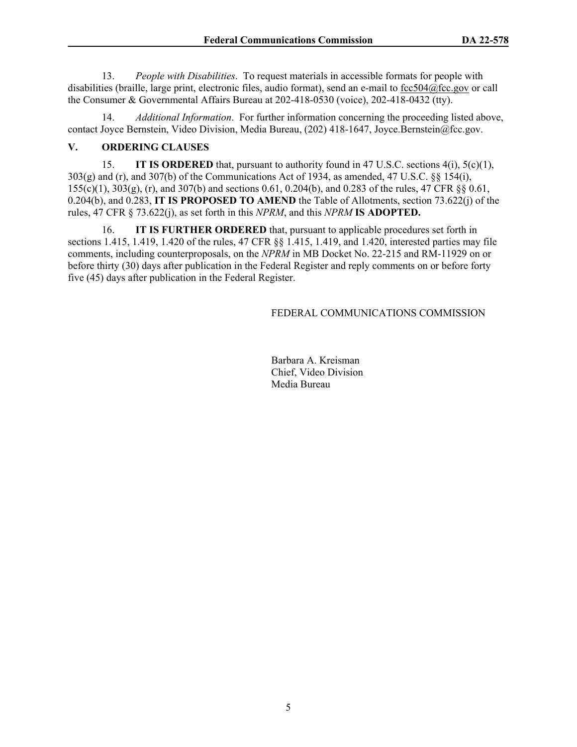13. *People with Disabilities*. To request materials in accessible formats for people with disabilities (braille, large print, electronic files, audio format), send an e-mail to fcc504@fcc.gov or call the Consumer & Governmental Affairs Bureau at 202-418-0530 (voice), 202-418-0432 (tty).

14. *Additional Information*. For further information concerning the proceeding listed above, contact Joyce Bernstein, Video Division, Media Bureau, (202) 418-1647, Joyce.Bernstein@fcc.gov.

## V. ORDERING CLAUSES

15. **IT IS ORDERED** that, pursuant to authority found in 47 U.S.C. sections 4(i), 5(c)(1), 303(g) and (r), and 307(b) of the Communications Act of 1934, as amended, 47 U.S.C. §§ 154(i), 155(c)(1), 303(g), (r), and 307(b) and sections 0.61, 0.204(b), and 0.283 of the rules, 47 CFR §§ 0.61, 0.204(b), and 0.283, **IT IS PROPOSED TO AMEND** the Table of Allotments, section 73.622(j) of the rules, 47 CFR § 73.622(j), as set forth in this *NPRM*, and this *NPRM* **IS ADOPTED.**

16. **IT IS FURTHER ORDERED** that, pursuant to applicable procedures set forth in sections 1.415, 1.419, 1.420 of the rules, 47 CFR §§ 1.415, 1.419, and 1.420, interested parties may file comments, including counterproposals, on the *NPRM* in MB Docket No. 22-215 and RM-11929 on or before thirty (30) days after publication in the Federal Register and reply comments on or before forty five (45) days after publication in the Federal Register.

FEDERAL COMMUNICATIONS COMMISSION

Barbara A. Kreisman
Chief, Video Division
Media Bureau